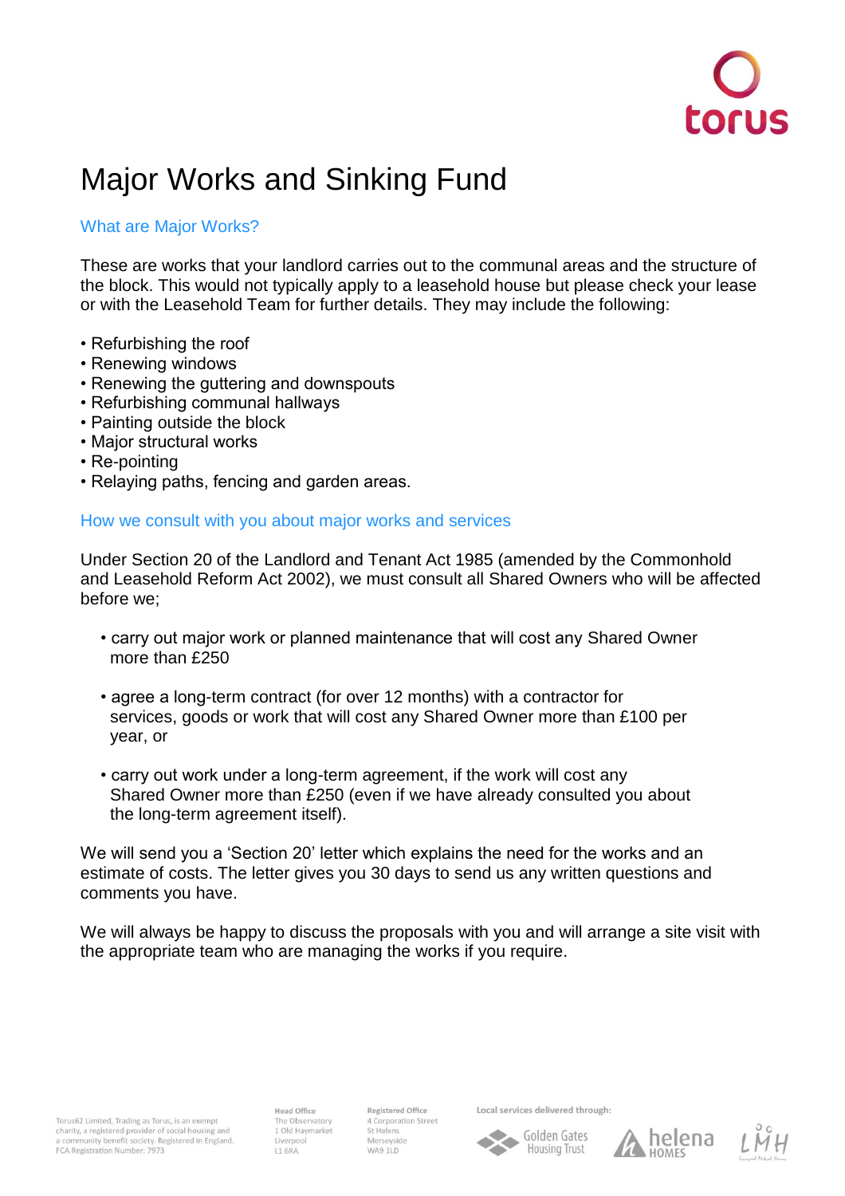# Major Works and Sinking Fund

## What are Major Works?

These are works that your landlord carries out to the communal areas and the structure of the block. This would not typically apply to a leasehold house but please check your lease or with the Leasehold Team for further details. They may include the following:

- Refurbishing the roof
- Renewing windows
- Renewing the guttering and downspouts
- Refurbishing communal hallways
- Painting outside the block
- Major structural works
- Re-pointing
- Relaying paths, fencing and garden areas.

## How we consult with you about major works and services

Under Section 20 of the Landlord and Tenant Act 1985 (amended by the Commonhold and Leasehold Reform Act 2002), we must consult all Shared Owners who will be affected before we;

- carry out major work or planned maintenance that will cost any Shared Owner more than £250
- agree a long-term contract (for over 12 months) with a contractor for services, goods or work that will cost any Shared Owner more than £100 per year, or
- carry out work under a long-term agreement, if the work will cost any Shared Owner more than £250 (even if we have already consulted you about the long-term agreement itself).

We will send you a 'Section 20' letter which explains the need for the works and an estimate of costs. The letter gives you 30 days to send us any written questions and comments you have.

We will always be happy to discuss the proposals with you and will arrange a site visit with the appropriate team who are managing the works if you require.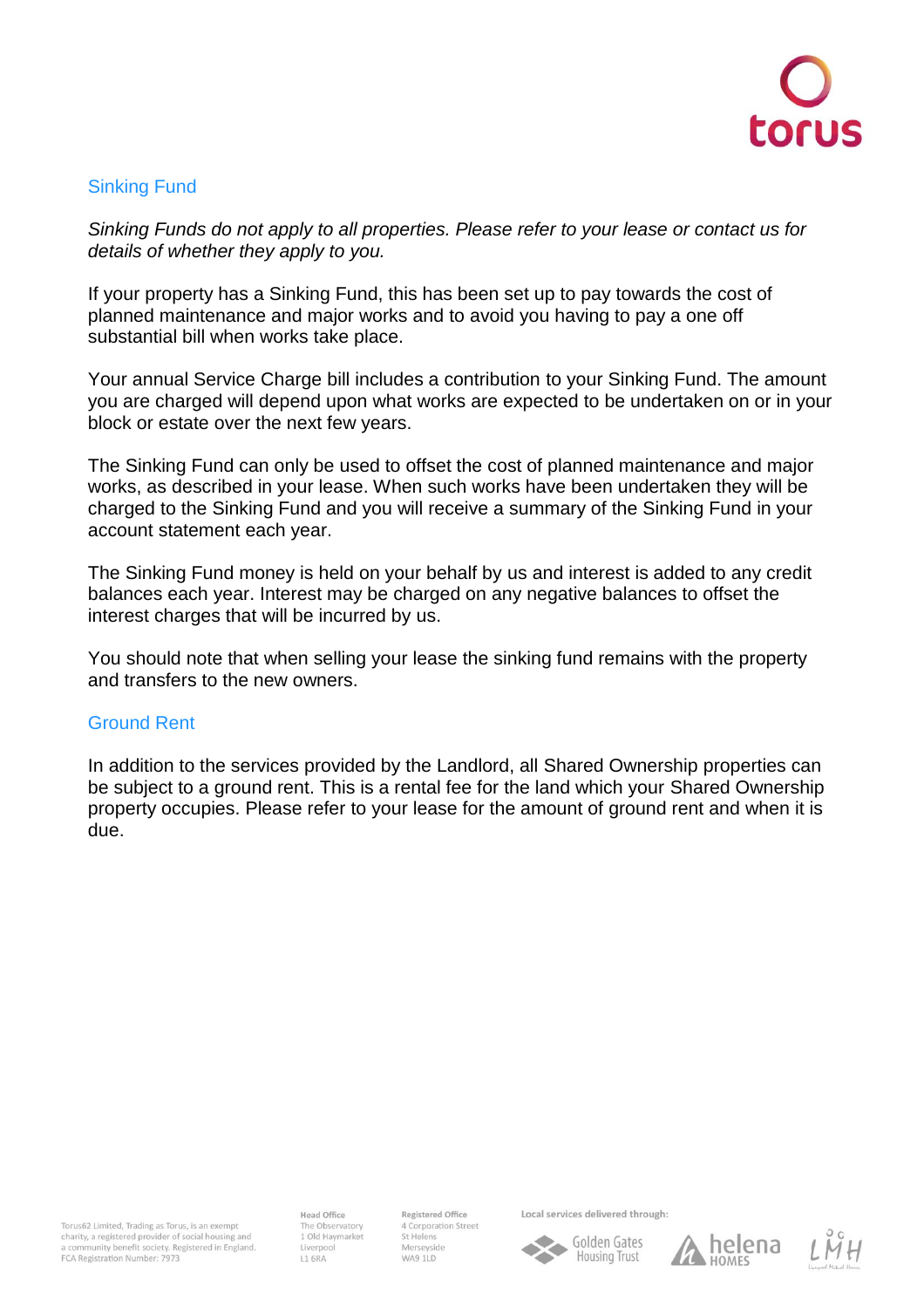## Sinking Fund

*Sinking Funds do not apply to all properties. Please refer to your lease or contact us for details of whether they apply to you.*

If your property has a Sinking Fund, this has been set up to pay towards the cost of planned maintenance and major works and to avoid you having to pay a one off substantial bill when works take place.

Your annual Service Charge bill includes a contribution to your Sinking Fund. The amount you are charged will depend upon what works are expected to be undertaken on or in your block or estate over the next few years.

The Sinking Fund can only be used to offset the cost of planned maintenance and major works, as described in your lease. When such works have been undertaken they will be charged to the Sinking Fund and you will receive a summary of the Sinking Fund in your account statement each year.

The Sinking Fund money is held on your behalf by us and interest is added to any credit balances each year. Interest may be charged on any negative balances to offset the interest charges that will be incurred by us.

You should note that when selling your lease the sinking fund remains with the property and transfers to the new owners.

## Ground Rent

In addition to the services provided by the Landlord, all Shared Ownership properties can be subject to a ground rent. This is a rental fee for the land which your Shared Ownership property occupies. Please refer to your lease for the amount of ground rent and when it is due.